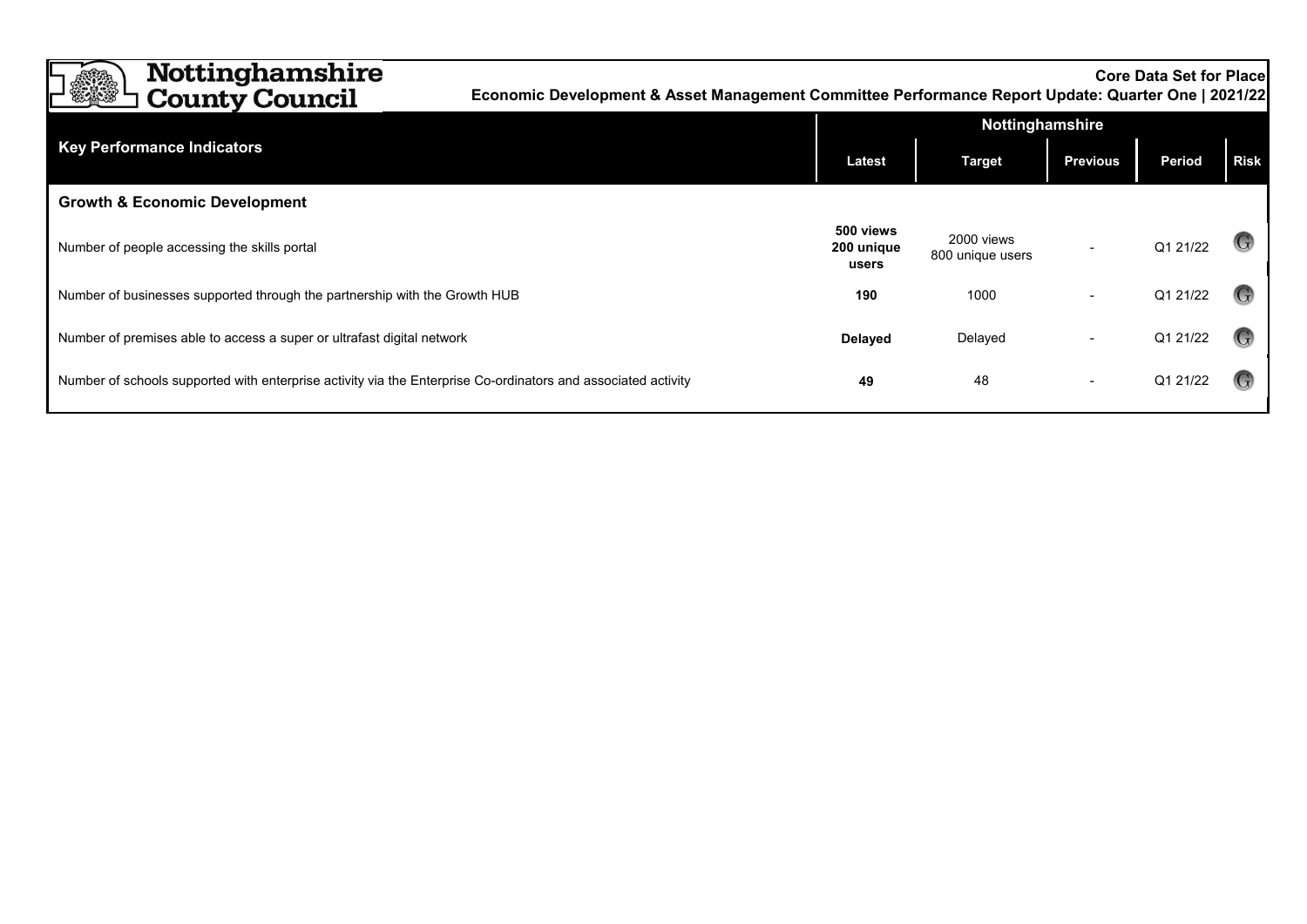**Nottinghamshire County Council**

**Core Data Set for Place**

**Economic Development & Asset Management Committee Performance Report Update: Quarter One | 2021/22**

| Key Performance Indicators | Nottinghamshire | | | | |
|---|---|---|---|---|---|
| | **Latest** | **Target** | **Previous** | **Period** | **Risk** |
| **Growth & Economic Development** | | | | | |
| Number of people accessing the skills portal | **500 views 200 unique users** | 2000 views 800 unique users | - | Q1 21/22 | G |
| Number of businesses supported through the partnership with the Growth HUB | **190** | 1000 | - | Q1 21/22 | G |
| Number of premises able to access a super or ultrafast digital network | **Delayed** | Delayed | - | Q1 21/22 | G |
| Number of schools supported with enterprise activity via the Enterprise Co-ordinators and associated activity | **49** | 48 | - | Q1 21/22 | G |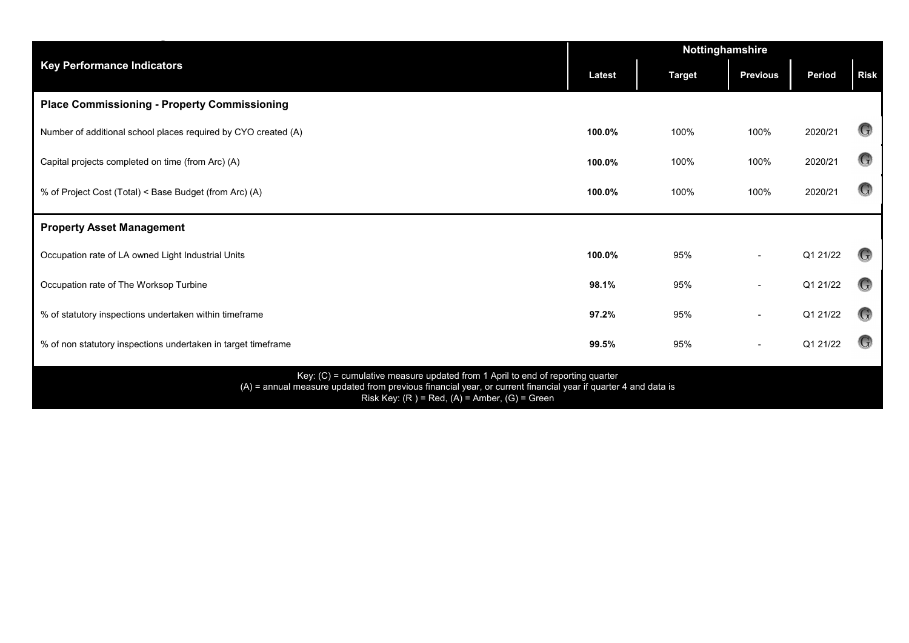| Key Performance Indicators | Nottinghamshire | | | | |
|---|---|---|---|---|---|
| | Latest | Target | Previous | Period | Risk |
| **Place Commissioning - Property Commissioning** | | | | | |
| Number of additional school places required by CYO created (A) | **100.0%** | 100% | 100% | 2020/21 | G |
| Capital projects completed on time (from Arc) (A) | **100.0%** | 100% | 100% | 2020/21 | G |
| % of Project Cost (Total) < Base Budget (from Arc) (A) | **100.0%** | 100% | 100% | 2020/21 | G |
| **Property Asset Management** | | | | | |
| Occupation rate of LA owned Light Industrial Units | **100.0%** | 95% | - | Q1 21/22 | G |
| Occupation rate of The Worksop Turbine | **98.1%** | 95% | - | Q1 21/22 | G |
| % of statutory inspections undertaken within timeframe | **97.2%** | 95% | - | Q1 21/22 | G |
| % of non statutory inspections undertaken in target timeframe | **99.5%** | 95% | - | Q1 21/22 | G |

Key: (C) = cumulative measure updated from 1 April to end of reporting quarter
(A) = annual measure updated from previous financial year, or current financial year if quarter 4 and data is
Risk Key: (R ) = Red, (A) = Amber, (G) = Green